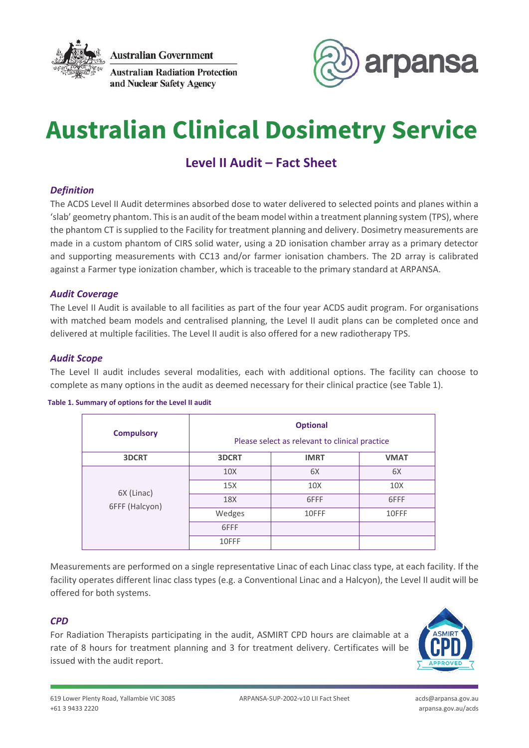Australian Government

Australian Radiation Protection and Nuclear Safety Agency

arpansa

# Australian Clinical Dosimetry Service

## Level II Audit – Fact Sheet

### *Definition*

The ACDS Level II Audit determines absorbed dose to water delivered to selected points and planes within a 'slab' geometry phantom. This is an audit of the beam model within a treatment planning system (TPS), where the phantom CT is supplied to the Facility for treatment planning and delivery. Dosimetry measurements are made in a custom phantom of CIRS solid water, using a 2D ionisation chamber array as a primary detector and supporting measurements with CC13 and/or farmer ionisation chambers. The 2D array is calibrated against a Farmer type ionization chamber, which is traceable to the primary standard at ARPANSA.

### *Audit Coverage*

The Level II Audit is available to all facilities as part of the four year ACDS audit program. For organisations with matched beam models and centralised planning, the Level II audit plans can be completed once and delivered at multiple facilities. The Level II audit is also offered for a new radiotherapy TPS.

### *Audit Scope*

The Level II audit includes several modalities, each with additional options. The facility can choose to complete as many options in the audit as deemed necessary for their clinical practice (see Table 1).

**Table 1. Summary of options for the Level II audit**

| Compulsory | Optional<br>Please select as relevant to clinical practice | | |
|---|---|---|---|
| **3DCRT** | **3DCRT** | **IMRT** | **VMAT** |
| 6X (Linac)<br>6FFF (Halcyon) | 10X | 6X | 6X |
| | 15X | 10X | 10X |
| | 18X | 6FFF | 6FFF |
| | Wedges | 10FFF | 10FFF |
| | 6FFF | | |
| | 10FFF | | |

Measurements are performed on a single representative Linac of each Linac class type, at each facility. If the facility operates different linac class types (e.g. a Conventional Linac and a Halcyon), the Level II audit will be offered for both systems.

### *CPD*

For Radiation Therapists participating in the audit, ASMIRT CPD hours are claimable at a rate of 8 hours for treatment planning and 3 for treatment delivery. Certificates will be issued with the audit report.

619 Lower Plenty Road, Yallambie VIC 3085
+61 3 9433 2220

ARPANSA-SUP-2002-v10 LII Fact Sheet

acds@arpansa.gov.au
arpansa.gov.au/acds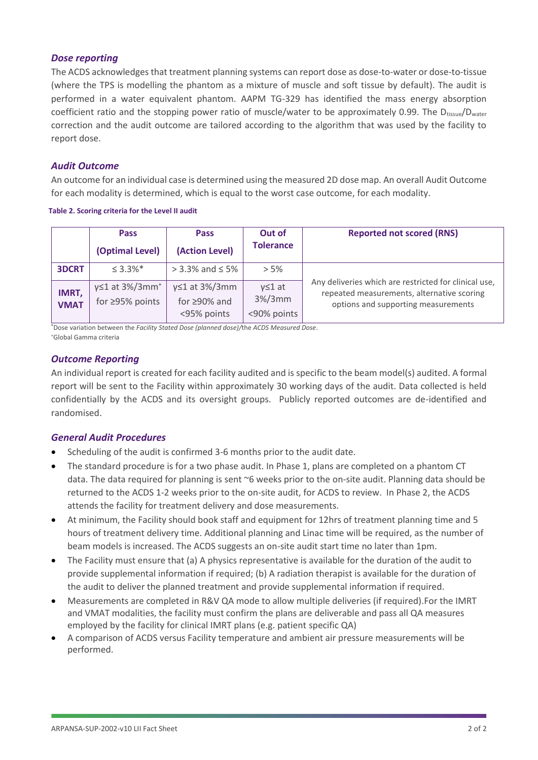### *Dose reporting*

The ACDS acknowledges that treatment planning systems can report dose as dose-to-water or dose-to-tissue (where the TPS is modelling the phantom as a mixture of muscle and soft tissue by default). The audit is performed in a water equivalent phantom. AAPM TG-329 has identified the mass energy absorption coefficient ratio and the stopping power ratio of muscle/water to be approximately 0.99. The $D_{tissue}/D_{water}$ correction and the audit outcome are tailored according to the algorithm that was used by the facility to report dose.

### *Audit Outcome*

An outcome for an individual case is determined using the measured 2D dose map. An overall Audit Outcome for each modality is determined, which is equal to the worst case outcome, for each modality.

**Table 2. Scoring criteria for the Level II audit**

| | Pass (Optimal Level) | Pass (Action Level) | Out of Tolerance | Reported not scored (RNS) |
|---|---|---|---|---|
| **3DCRT** | ≤ 3.3%* | > 3.3% and ≤ 5% | > 5% | Any deliveries which are restricted for clinical use, repeated measurements, alternative scoring options and supporting measurements |
| **IMRT, VMAT** | γ≤1 at 3%/3mm⁺ for ≥95% points | γ≤1 at 3%/3mm for ≥90% and <95% points | γ≤1 at 3%/3mm <90% points | |

*Dose variation between the *Facility Stated Dose (planned dose)*/the *ACDS Measured Dose*.
⁺Global Gamma criteria

### *Outcome Reporting*

An individual report is created for each facility audited and is specific to the beam model(s) audited. A formal report will be sent to the Facility within approximately 30 working days of the audit. Data collected is held confidentially by the ACDS and its oversight groups. Publicly reported outcomes are de-identified and randomised.

### *General Audit Procedures*

- Scheduling of the audit is confirmed 3-6 months prior to the audit date.
- The standard procedure is for a two phase audit. In Phase 1, plans are completed on a phantom CT data. The data required for planning is sent ~6 weeks prior to the on-site audit. Planning data should be returned to the ACDS 1-2 weeks prior to the on-site audit, for ACDS to review. In Phase 2, the ACDS attends the facility for treatment delivery and dose measurements.
- At minimum, the Facility should book staff and equipment for 12hrs of treatment planning time and 5 hours of treatment delivery time. Additional planning and Linac time will be required, as the number of beam models is increased. The ACDS suggests an on-site audit start time no later than 1pm.
- The Facility must ensure that (a) A physics representative is available for the duration of the audit to provide supplemental information if required; (b) A radiation therapist is available for the duration of the audit to deliver the planned treatment and provide supplemental information if required.
- Measurements are completed in R&V QA mode to allow multiple deliveries (if required).For the IMRT and VMAT modalities, the facility must confirm the plans are deliverable and pass all QA measures employed by the facility for clinical IMRT plans (e.g. patient specific QA)
- A comparison of ACDS versus Facility temperature and ambient air pressure measurements will be performed.